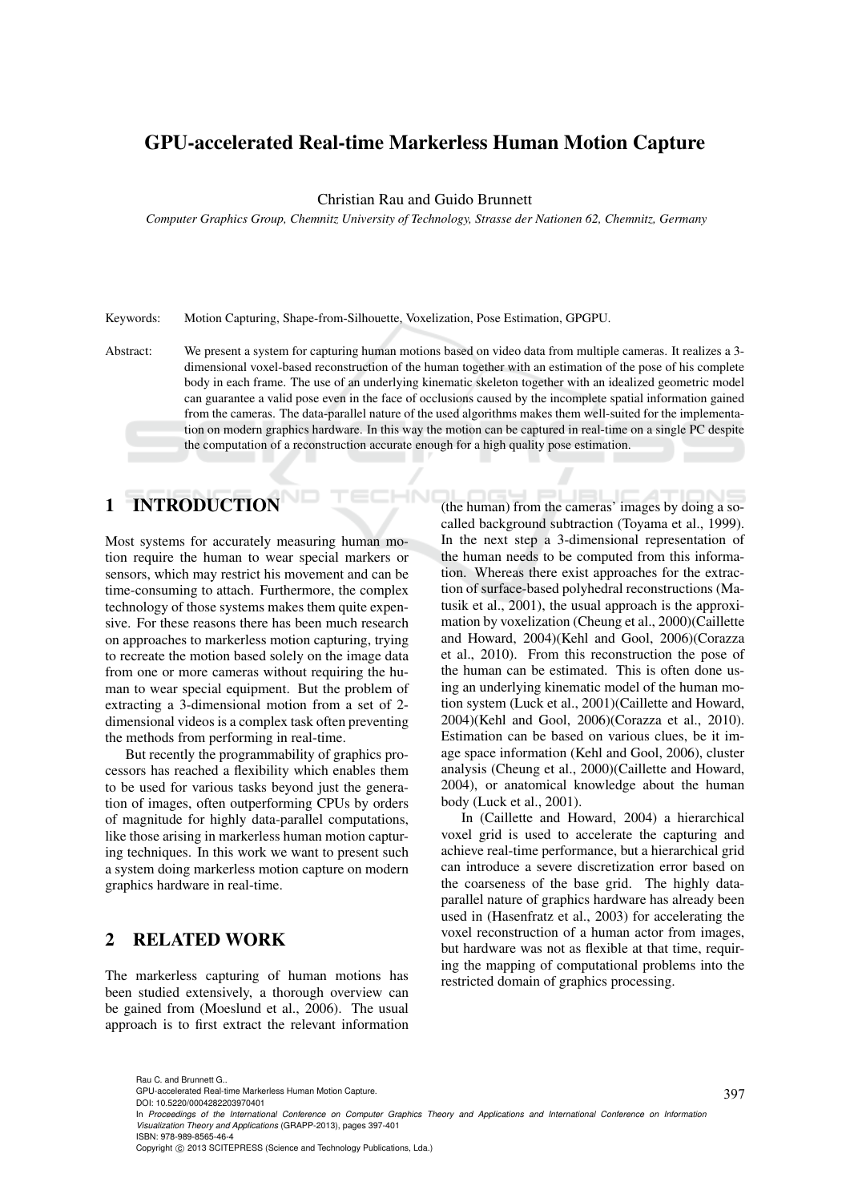# GPU-accelerated Real-time Markerless Human Motion Capture

Christian Rau and Guido Brunnett

*Computer Graphics Group, Chemnitz University of Technology, Strasse der Nationen 62, Chemnitz, Germany*

Keywords: Motion Capturing, Shape-from-Silhouette, Voxelization, Pose Estimation, GPGPU.

Abstract: We present a system for capturing human motions based on video data from multiple cameras. It realizes a 3-dimensional voxel-based reconstruction of the human together with an estimation of the pose of his complete body in each frame. The use of an underlying kinematic skeleton together with an idealized geometric model can guarantee a valid pose even in the face of occlusions caused by the incomplete spatial information gained from the cameras. The data-parallel nature of the used algorithms makes them well-suited for the implementation on modern graphics hardware. In this way the motion can be captured in real-time on a single PC despite the computation of a reconstruction accurate enough for a high quality pose estimation.

## 1 INTRODUCTION

Most systems for accurately measuring human motion require the human to wear special markers or sensors, which may restrict his movement and can be time-consuming to attach. Furthermore, the complex technology of those systems makes them quite expensive. For these reasons there has been much research on approaches to markerless motion capturing, trying to recreate the motion based solely on the image data from one or more cameras without requiring the human to wear special equipment. But the problem of extracting a 3-dimensional motion from a set of 2-dimensional videos is a complex task often preventing the methods from performing in real-time.

But recently the programmability of graphics processors has reached a flexibility which enables them to be used for various tasks beyond just the generation of images, often outperforming CPUs by orders of magnitude for highly data-parallel computations, like those arising in markerless human motion capturing techniques. In this work we want to present such a system doing markerless motion capture on modern graphics hardware in real-time.

## 2 RELATED WORK

The markerless capturing of human motions has been studied extensively, a thorough overview can be gained from (Moeslund et al., 2006). The usual approach is to first extract the relevant information (the human) from the cameras' images by doing a so-called background subtraction (Toyama et al., 1999). In the next step a 3-dimensional representation of the human needs to be computed from this information. Whereas there exist approaches for the extraction of surface-based polyhedral reconstructions (Matusik et al., 2001), the usual approach is the approximation by voxelization (Cheung et al., 2000)(Caillette and Howard, 2004)(Kehl and Gool, 2006)(Corazza et al., 2010). From this reconstruction the pose of the human can be estimated. This is often done using an underlying kinematic model of the human motion system (Luck et al., 2001)(Caillette and Howard, 2004)(Kehl and Gool, 2006)(Corazza et al., 2010). Estimation can be based on various clues, be it image space information (Kehl and Gool, 2006), cluster analysis (Cheung et al., 2000)(Caillette and Howard, 2004), or anatomical knowledge about the human body (Luck et al., 2001).

In (Caillette and Howard, 2004) a hierarchical voxel grid is used to accelerate the capturing and achieve real-time performance, but a hierarchical grid can introduce a severe discretization error based on the coarseness of the base grid. The highly data-parallel nature of graphics hardware has already been used in (Hasenfratz et al., 2003) for accelerating the voxel reconstruction of a human actor from images, but hardware was not as flexible at that time, requiring the mapping of computational problems into the restricted domain of graphics processing.

Rau C. and Brunnett G..
GPU-accelerated Real-time Markerless Human Motion Capture.
DOI: 10.5220/0004282203970401
In *Proceedings of the International Conference on Computer Graphics Theory and Applications and International Conference on Information Visualization Theory and Applications* (GRAPP-2013), pages 397-401
ISBN: 978-989-8565-46-4
Copyright © 2013 SCITEPRESS (Science and Technology Publications, Lda.)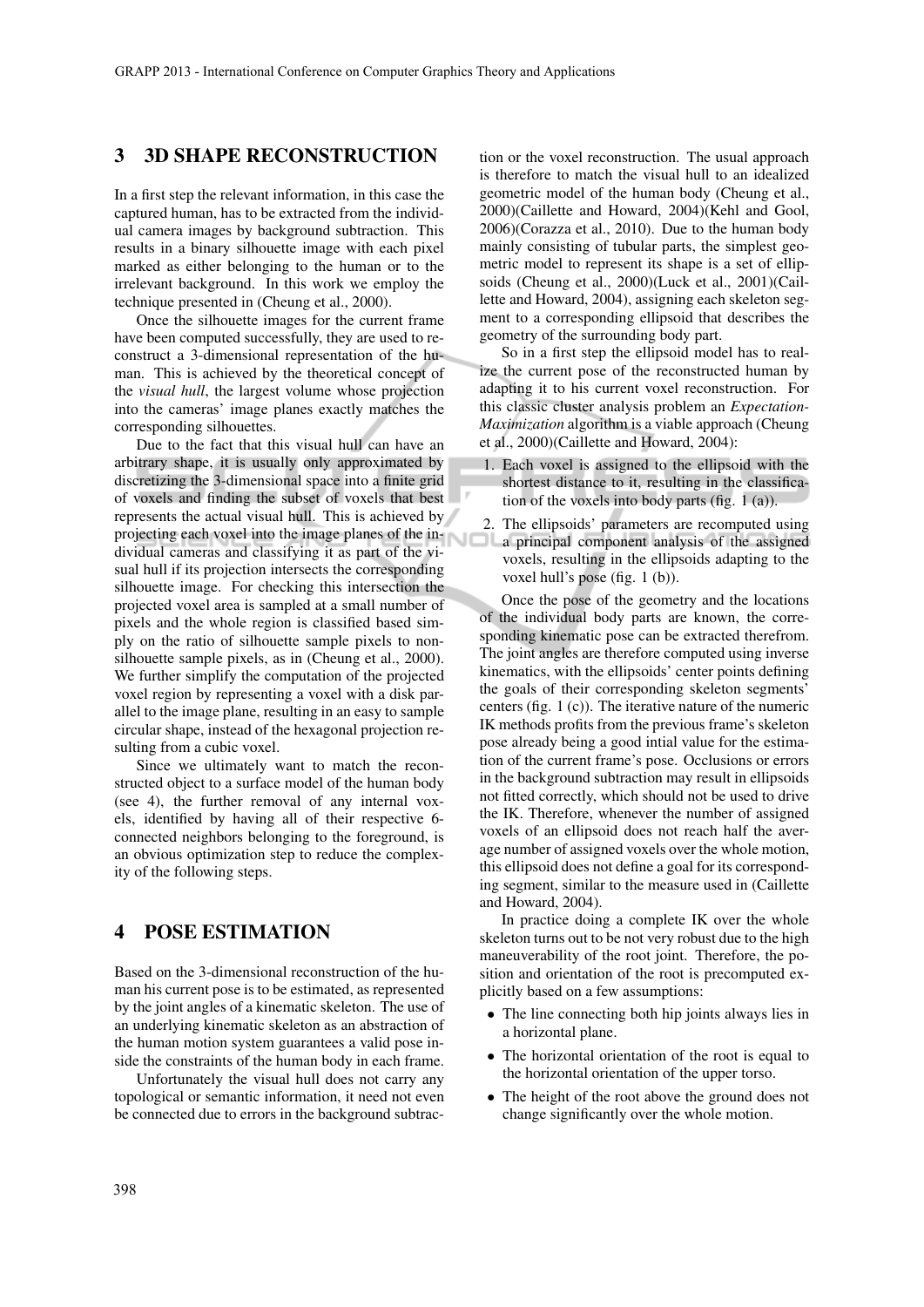## 3 3D SHAPE RECONSTRUCTION

In a first step the relevant information, in this case the captured human, has to be extracted from the individual camera images by background subtraction. This results in a binary silhouette image with each pixel marked as either belonging to the human or to the irrelevant background. In this work we employ the technique presented in (Cheung et al., 2000).

Once the silhouette images for the current frame have been computed successfully, they are used to reconstruct a 3-dimensional representation of the human. This is achieved by the theoretical concept of the *visual hull*, the largest volume whose projection into the cameras' image planes exactly matches the corresponding silhouettes.

Due to the fact that this visual hull can have an arbitrary shape, it is usually only approximated by discretizing the 3-dimensional space into a finite grid of voxels and finding the subset of voxels that best represents the actual visual hull. This is achieved by projecting each voxel into the image planes of the individual cameras and classifying it as part of the visual hull if its projection intersects the corresponding silhouette image. For checking this intersection the projected voxel area is sampled at a small number of pixels and the whole region is classified based simply on the ratio of silhouette sample pixels to non-silhouette sample pixels, as in (Cheung et al., 2000). We further simplify the computation of the projected voxel region by representing a voxel with a disk parallel to the image plane, resulting in an easy to sample circular shape, instead of the hexagonal projection resulting from a cubic voxel.

Since we ultimately want to match the reconstructed object to a surface model of the human body (see 4), the further removal of any internal voxels, identified by having all of their respective 6-connected neighbors belonging to the foreground, is an obvious optimization step to reduce the complexity of the following steps.

## 4 POSE ESTIMATION

Based on the 3-dimensional reconstruction of the human his current pose is to be estimated, as represented by the joint angles of a kinematic skeleton. The use of an underlying kinematic skeleton as an abstraction of the human motion system guarantees a valid pose inside the constraints of the human body in each frame.

Unfortunately the visual hull does not carry any topological or semantic information, it need not even be connected due to errors in the background subtraction or the voxel reconstruction. The usual approach is therefore to match the visual hull to an idealized geometric model of the human body (Cheung et al., 2000)(Caillette and Howard, 2004)(Kehl and Gool, 2006)(Corazza et al., 2010). Due to the human body mainly consisting of tubular parts, the simplest geometric model to represent its shape is a set of ellipsoids (Cheung et al., 2000)(Luck et al., 2001)(Caillette and Howard, 2004), assigning each skeleton segment to a corresponding ellipsoid that describes the geometry of the surrounding body part.

So in a first step the ellipsoid model has to realize the current pose of the reconstructed human by adapting it to his current voxel reconstruction. For this classic cluster analysis problem an *Expectation-Maximization* algorithm is a viable approach (Cheung et al., 2000)(Caillette and Howard, 2004):

1. Each voxel is assigned to the ellipsoid with the shortest distance to it, resulting in the classification of the voxels into body parts (fig. 1 (a)).
2. The ellipsoids' parameters are recomputed using a principal component analysis of the assigned voxels, resulting in the ellipsoids adapting to the voxel hull's pose (fig. 1 (b)).

Once the pose of the geometry and the locations of the individual body parts are known, the corresponding kinematic pose can be extracted therefrom. The joint angles are therefore computed using inverse kinematics, with the ellipsoids' center points defining the goals of their corresponding skeleton segments' centers (fig. 1 (c)). The iterative nature of the numeric IK methods profits from the previous frame's skeleton pose already being a good intial value for the estimation of the current frame's pose. Occlusions or errors in the background subtraction may result in ellipsoids not fitted correctly, which should not be used to drive the IK. Therefore, whenever the number of assigned voxels of an ellipsoid does not reach half the average number of assigned voxels over the whole motion, this ellipsoid does not define a goal for its corresponding segment, similar to the measure used in (Caillette and Howard, 2004).

In practice doing a complete IK over the whole skeleton turns out to be not very robust due to the high maneuverability of the root joint. Therefore, the position and orientation of the root is precomputed explicitly based on a few assumptions:

- The line connecting both hip joints always lies in a horizontal plane.
- The horizontal orientation of the root is equal to the horizontal orientation of the upper torso.
- The height of the root above the ground does not change significantly over the whole motion.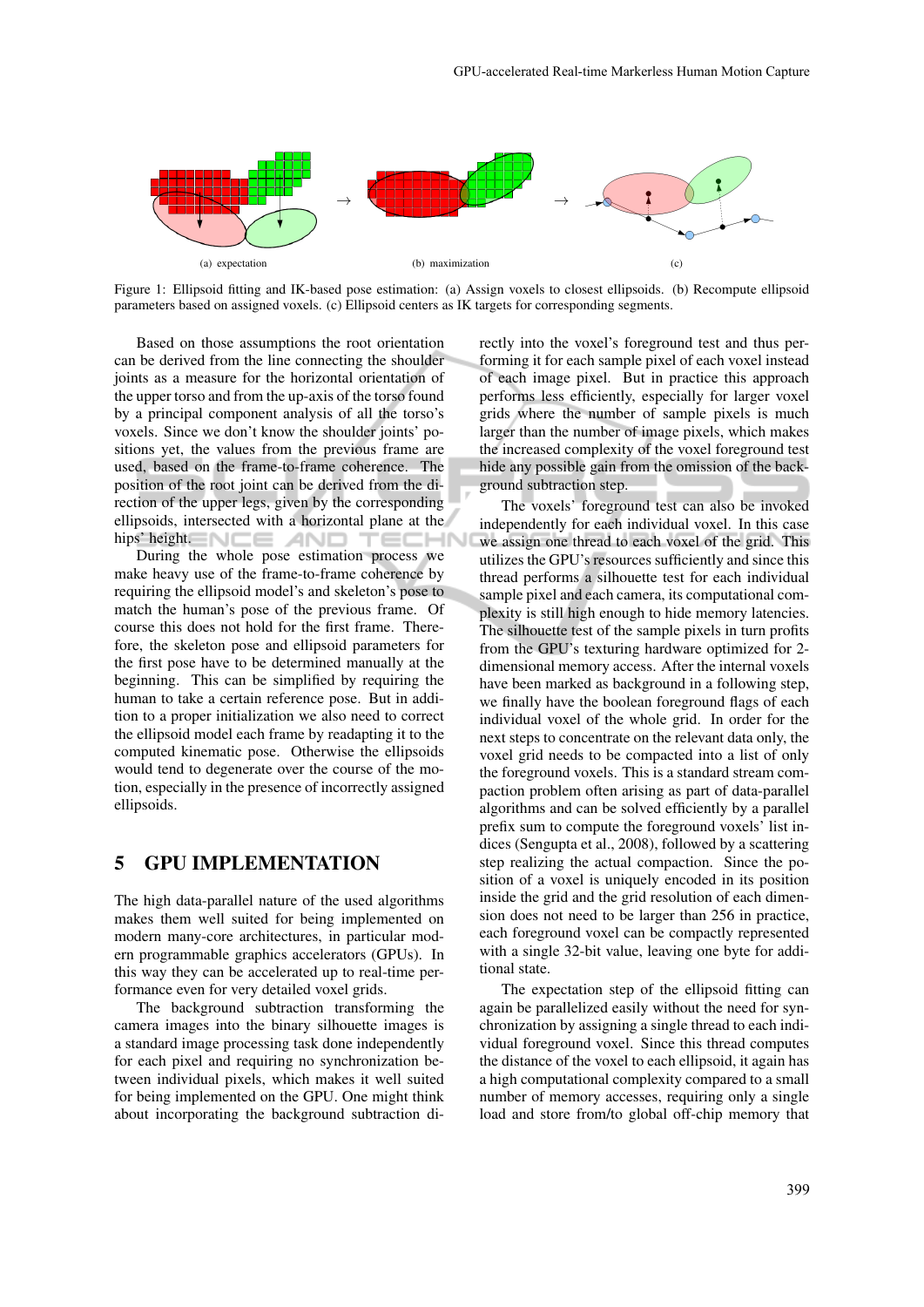(a) expectation (b) maximization (c)

Figure 1: Ellipsoid fitting and IK-based pose estimation: (a) Assign voxels to closest ellipsoids. (b) Recompute ellipsoid parameters based on assigned voxels. (c) Ellipsoid centers as IK targets for corresponding segments.

Based on those assumptions the root orientation can be derived from the line connecting the shoulder joints as a measure for the horizontal orientation of the upper torso and from the up-axis of the torso found by a principal component analysis of all the torso's voxels. Since we don't know the shoulder joints' positions yet, the values from the previous frame are used, based on the frame-to-frame coherence. The position of the root joint can be derived from the direction of the upper legs, given by the corresponding ellipsoids, intersected with a horizontal plane at the hips' height.

During the whole pose estimation process we make heavy use of the frame-to-frame coherence by requiring the ellipsoid model's and skeleton's pose to match the human's pose of the previous frame. Of course this does not hold for the first frame. Therefore, the skeleton pose and ellipsoid parameters for the first pose have to be determined manually at the beginning. This can be simplified by requiring the human to take a certain reference pose. But in addition to a proper initialization we also need to correct the ellipsoid model each frame by readapting it to the computed kinematic pose. Otherwise the ellipsoids would tend to degenerate over the course of the motion, especially in the presence of incorrectly assigned ellipsoids.

## 5 GPU IMPLEMENTATION

The high data-parallel nature of the used algorithms makes them well suited for being implemented on modern many-core architectures, in particular modern programmable graphics accelerators (GPUs). In this way they can be accelerated up to real-time performance even for very detailed voxel grids.

The background subtraction transforming the camera images into the binary silhouette images is a standard image processing task done independently for each pixel and requiring no synchronization between individual pixels, which makes it well suited for being implemented on the GPU. One might think about incorporating the background subtraction directly into the voxel's foreground test and thus performing it for each sample pixel of each voxel instead of each image pixel. But in practice this approach performs less efficiently, especially for larger voxel grids where the number of sample pixels is much larger than the number of image pixels, which makes the increased complexity of the voxel foreground test hide any possible gain from the omission of the background subtraction step.

The voxels' foreground test can also be invoked independently for each individual voxel. In this case we assign one thread to each voxel of the grid. This utilizes the GPU's resources sufficiently and since this thread performs a silhouette test for each individual sample pixel and each camera, its computational complexity is still high enough to hide memory latencies. The silhouette test of the sample pixels in turn profits from the GPU's texturing hardware optimized for 2-dimensional memory access. After the internal voxels have been marked as background in a following step, we finally have the boolean foreground flags of each individual voxel of the whole grid. In order for the next steps to concentrate on the relevant data only, the voxel grid needs to be compacted into a list of only the foreground voxels. This is a standard stream compaction problem often arising as part of data-parallel algorithms and can be solved efficiently by a parallel prefix sum to compute the foreground voxels' list indices (Sengupta et al., 2008), followed by a scattering step realizing the actual compaction. Since the position of a voxel is uniquely encoded in its position inside the grid and the grid resolution of each dimension does not need to be larger than 256 in practice, each foreground voxel can be compactly represented with a single 32-bit value, leaving one byte for additional state.

The expectation step of the ellipsoid fitting can again be parallelized easily without the need for synchronization by assigning a single thread to each individual foreground voxel. Since this thread computes the distance of the voxel to each ellipsoid, it again has a high computational complexity compared to a small number of memory accesses, requiring only a single load and store from/to global off-chip memory that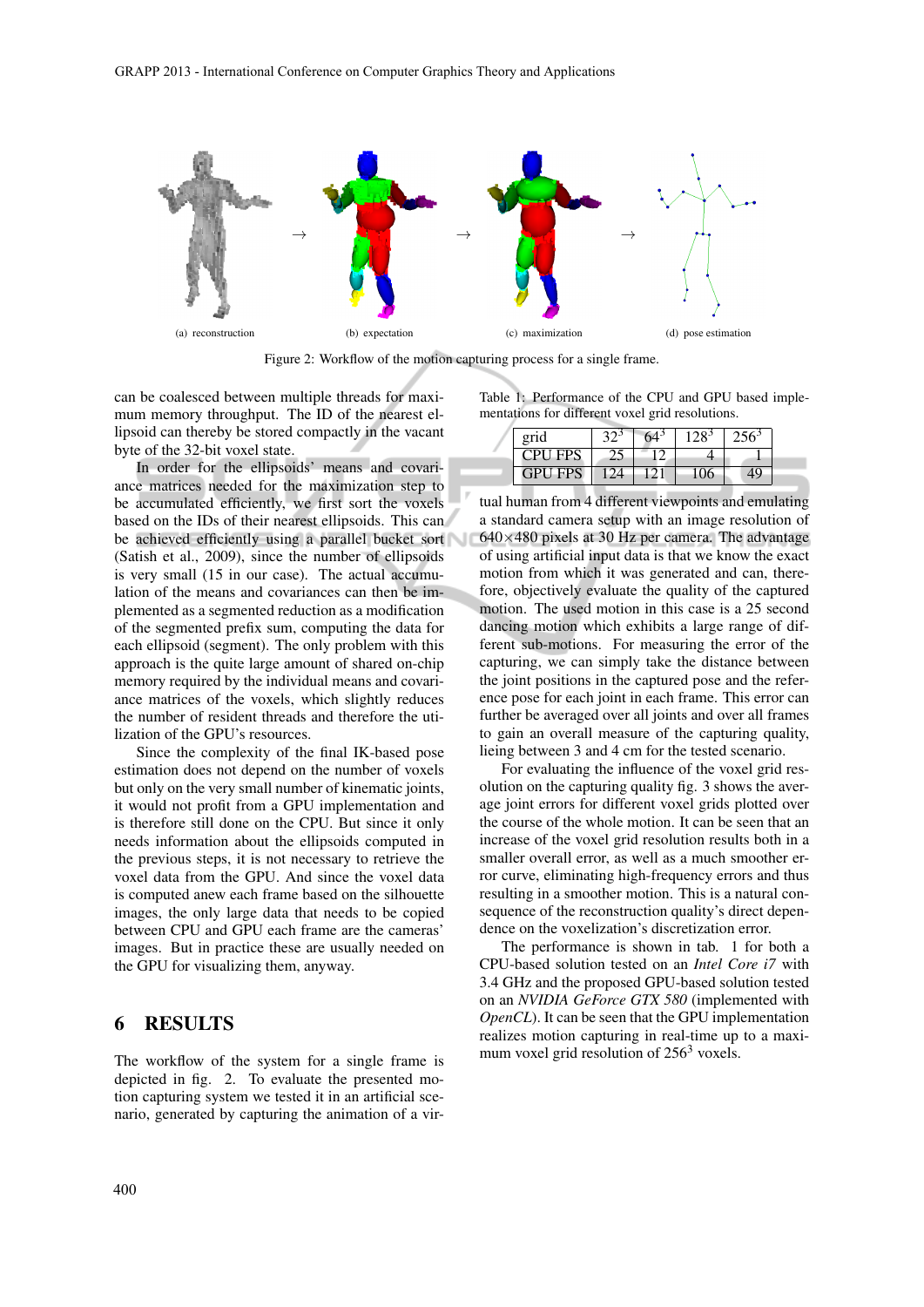(a) reconstruction → (b) expectation → (c) maximization → (d) pose estimation

Figure 2: Workflow of the motion capturing process for a single frame.

can be coalesced between multiple threads for maximum memory throughput. The ID of the nearest ellipsoid can thereby be stored compactly in the vacant byte of the 32-bit voxel state.

In order for the ellipsoids' means and covariance matrices needed for the maximization step to be accumulated efficiently, we first sort the voxels based on the IDs of their nearest ellipsoids. This can be achieved efficiently using a parallel bucket sort (Satish et al., 2009), since the number of ellipsoids is very small (15 in our case). The actual accumulation of the means and covariances can then be implemented as a segmented reduction as a modification of the segmented prefix sum, computing the data for each ellipsoid (segment). The only problem with this approach is the quite large amount of shared on-chip memory required by the individual means and covariance matrices of the voxels, which slightly reduces the number of resident threads and therefore the utilization of the GPU's resources.

Since the complexity of the final IK-based pose estimation does not depend on the number of voxels but only on the very small number of kinematic joints, it would not profit from a GPU implementation and is therefore still done on the CPU. But since it only needs information about the ellipsoids computed in the previous steps, it is not necessary to retrieve the voxel data from the GPU. And since the voxel data is computed anew each frame based on the silhouette images, the only large data that needs to be copied between CPU and GPU each frame are the cameras' images. But in practice these are usually needed on the GPU for visualizing them, anyway.

## 6 RESULTS

The workflow of the system for a single frame is depicted in fig. 2. To evaluate the presented motion capturing system we tested it in an artificial scenario, generated by capturing the animation of a virtual human from 4 different viewpoints and emulating a standard camera setup with an image resolution of 640×480 pixels at 30 Hz per camera. The advantage of using artificial input data is that we know the exact motion from which it was generated and can, therefore, objectively evaluate the quality of the captured motion. The used motion in this case is a 25 second dancing motion which exhibits a large range of different sub-motions. For measuring the error of the capturing, we can simply take the distance between the joint positions in the captured pose and the reference pose for each joint in each frame. This error can further be averaged over all joints and over all frames to gain an overall measure of the capturing quality, lieing between 3 and 4 cm for the tested scenario.

Table 1: Performance of the CPU and GPU based implementations for different voxel grid resolutions.

| grid | $32^3$ | $64^3$ | $128^3$ | $256^3$ |
|---|---|---|---|---|
| CPU FPS | 25 | 12 | 4 | 1 |
| GPU FPS | 124 | 121 | 106 | 49 |

For evaluating the influence of the voxel grid resolution on the capturing quality fig. 3 shows the average joint errors for different voxel grids plotted over the course of the whole motion. It can be seen that an increase of the voxel grid resolution results both in a smaller overall error, as well as a much smoother error curve, eliminating high-frequency errors and thus resulting in a smoother motion. This is a natural consequence of the reconstruction quality's direct dependence on the voxelization's discretization error.

The performance is shown in tab. 1 for both a CPU-based solution tested on an *Intel Core i7* with 3.4 GHz and the proposed GPU-based solution tested on an *NVIDIA GeForce GTX 580* (implemented with *OpenCL*). It can be seen that the GPU implementation realizes motion capturing in real-time up to a maximum voxel grid resolution of $256^3$ voxels.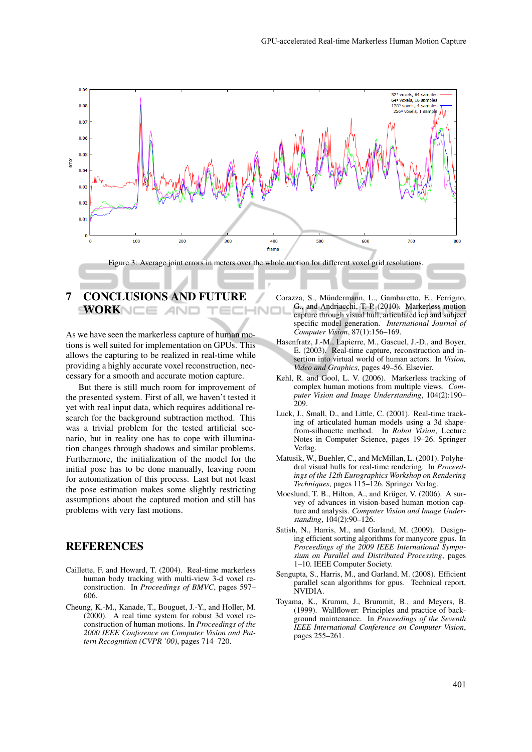error

0.09

0.08

0.07

0.06

0.05

0.04

0.03

0.02

0.01

0

0 100 200 300 400 500 600 700 800

frame

32³ voxels, 64 samples

64³ voxels, 16 samples

128³ voxels, 4 samples

256³ voxels, 1 sample

Figure 3: Average joint errors in meters over the whole motion for different voxel grid resolutions.

## 7 CONCLUSIONS AND FUTURE WORK

As we have seen the markerless capture of human motions is well suited for implementation on GPUs. This allows the capturing to be realized in real-time while providing a highly accurate voxel reconstruction, neccessary for a smooth and accurate motion capture.

But there is still much room for improvement of the presented system. First of all, we haven't tested it yet with real input data, which requires additional research for the background subtraction method. This was a trivial problem for the tested artificial scenario, but in reality one has to cope with illumination changes through shadows and similar problems. Furthermore, the initialization of the model for the initial pose has to be done manually, leaving room for automatization of this process. Last but not least the pose estimation makes some slightly restricting assumptions about the captured motion and still has problems with very fast motions.

## REFERENCES

Caillette, F. and Howard, T. (2004). Real-time markerless human body tracking with multi-view 3-d voxel reconstruction. In *Proceedings of BMVC*, pages 597–606.

Cheung, K.-M., Kanade, T., Bouguet, J.-Y., and Holler, M. (2000). A real time system for robust 3d voxel reconstruction of human motions. In *Proceedings of the 2000 IEEE Conference on Computer Vision and Pattern Recognition (CVPR '00)*, pages 714–720.

Corazza, S., Mündermann, L., Gambaretto, E., Ferrigno, G., and Andriacchi, T. P. (2010). Markerless motion capture through visual hull, articulated icp and subject specific model generation. *International Journal of Computer Vision*, 87(1):156–169.

Hasenfratz, J.-M., Lapierre, M., Gascuel, J.-D., and Boyer, E. (2003). Real-time capture, reconstruction and insertion into virtual world of human actors. In *Vision, Video and Graphics*, pages 49–56. Elsevier.

Kehl, R. and Gool, L. V. (2006). Markerless tracking of complex human motions from multiple views. *Computer Vision and Image Understanding*, 104(2):190–209.

Luck, J., Small, D., and Little, C. (2001). Real-time tracking of articulated human models using a 3d shape-from-silhouette method. In *Robot Vision*, Lecture Notes in Computer Science, pages 19–26. Springer Verlag.

Matusik, W., Buehler, C., and McMillan, L. (2001). Polyhedral visual hulls for real-time rendering. In *Proceedings of the 12th Eurographics Workshop on Rendering Techniques*, pages 115–126. Springer Verlag.

Moeslund, T. B., Hilton, A., and Krüger, V. (2006). A survey of advances in vision-based human motion capture and analysis. *Computer Vision and Image Understanding*, 104(2):90–126.

Satish, N., Harris, M., and Garland, M. (2009). Designing efficient sorting algorithms for manycore gpus. In *Proceedings of the 2009 IEEE International Symposium on Parallel and Distributed Processing*, pages 1–10. IEEE Computer Society.

Sengupta, S., Harris, M., and Garland, M. (2008). Efficient parallel scan algorithms for gpus. Technical report, NVIDIA.

Toyama, K., Krumm, J., Brummit, B., and Meyers, B. (1999). Wallflower: Principles and practice of background maintenance. In *Proceedings of the Seventh IEEE International Conference on Computer Vision*, pages 255–261.